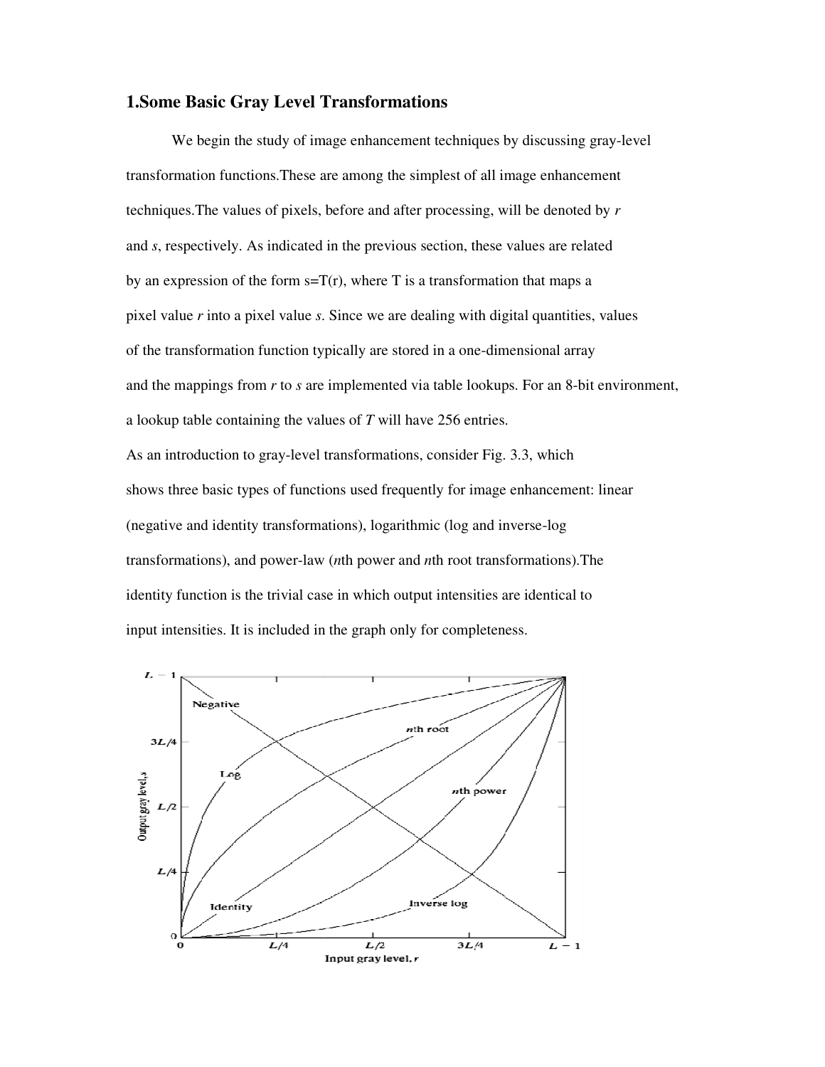# 1.Some Basic Gray Level Transformations

We begin the study of image enhancement techniques by discussing gray-level transformation functions.These are among the simplest of all image enhancement techniques.The values of pixels, before and after processing, will be denoted by *r* and *s*, respectively. As indicated in the previous section, these values are related by an expression of the form s=T(r), where T is a transformation that maps a pixel value *r* into a pixel value *s*. Since we are dealing with digital quantities, values of the transformation function typically are stored in a one-dimensional array and the mappings from *r* to *s* are implemented via table lookups. For an 8-bit environment, a lookup table containing the values of *T* will have 256 entries.

As an introduction to gray-level transformations, consider Fig. 3.3, which shows three basic types of functions used frequently for image enhancement: linear (negative and identity transformations), logarithmic (log and inverse-log transformations), and power-law (*n*th power and *n*th root transformations).The identity function is the trivial case in which output intensities are identical to input intensities. It is included in the graph only for completeness.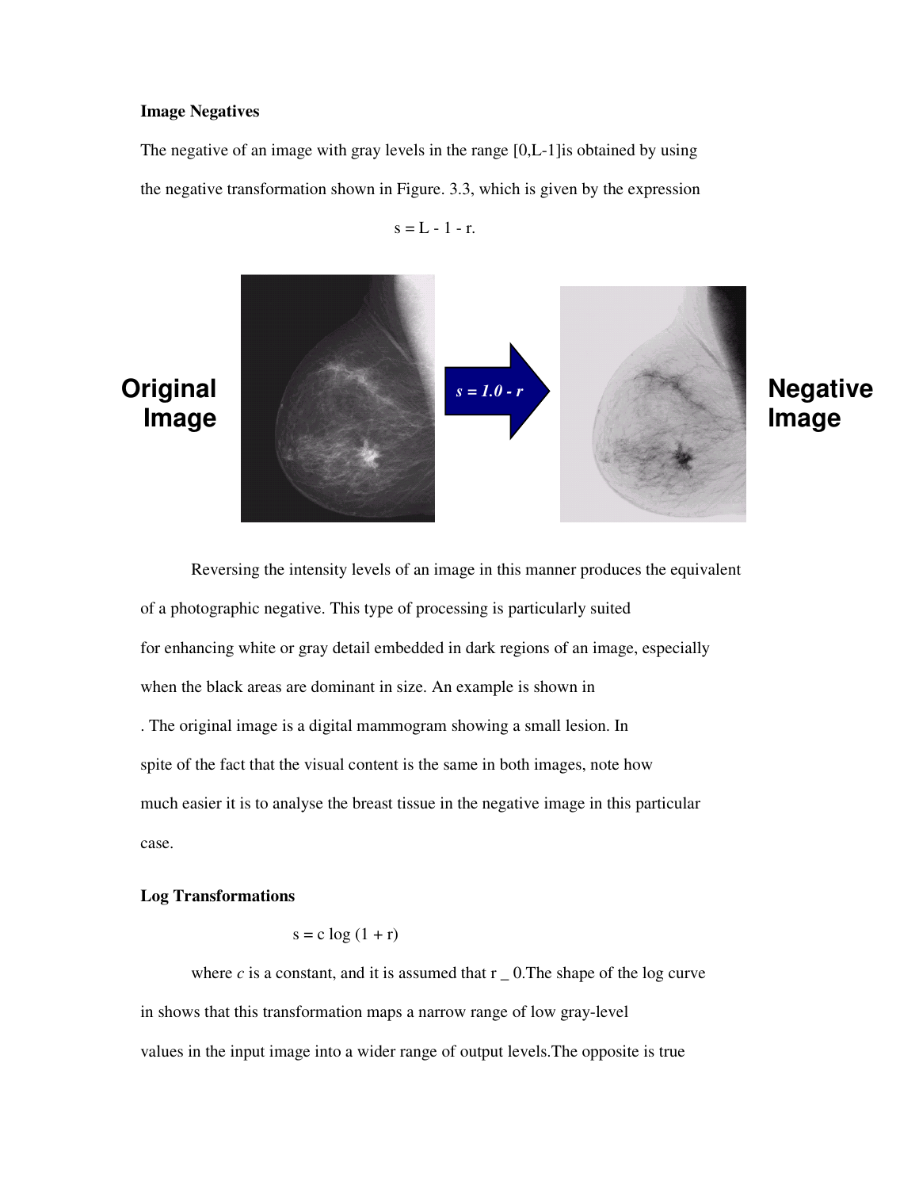**Image Negatives**

The negative of an image with gray levels in the range [0,L-1]is obtained by using the negative transformation shown in Figure. 3.3, which is given by the expression

$$s = L - 1 - r.$$

**Original Image** $s = 1.0 - r$ **Negative Image**

Reversing the intensity levels of an image in this manner produces the equivalent of a photographic negative. This type of processing is particularly suited for enhancing white or gray detail embedded in dark regions of an image, especially when the black areas are dominant in size. An example is shown in . The original image is a digital mammogram showing a small lesion. In spite of the fact that the visual content is the same in both images, note how much easier it is to analyse the breast tissue in the negative image in this particular case.

**Log Transformations**

$$s = c \log (1 + r)$$

where *c* is a constant, and it is assumed that r _ 0.The shape of the log curve in shows that this transformation maps a narrow range of low gray-level values in the input image into a wider range of output levels.The opposite is true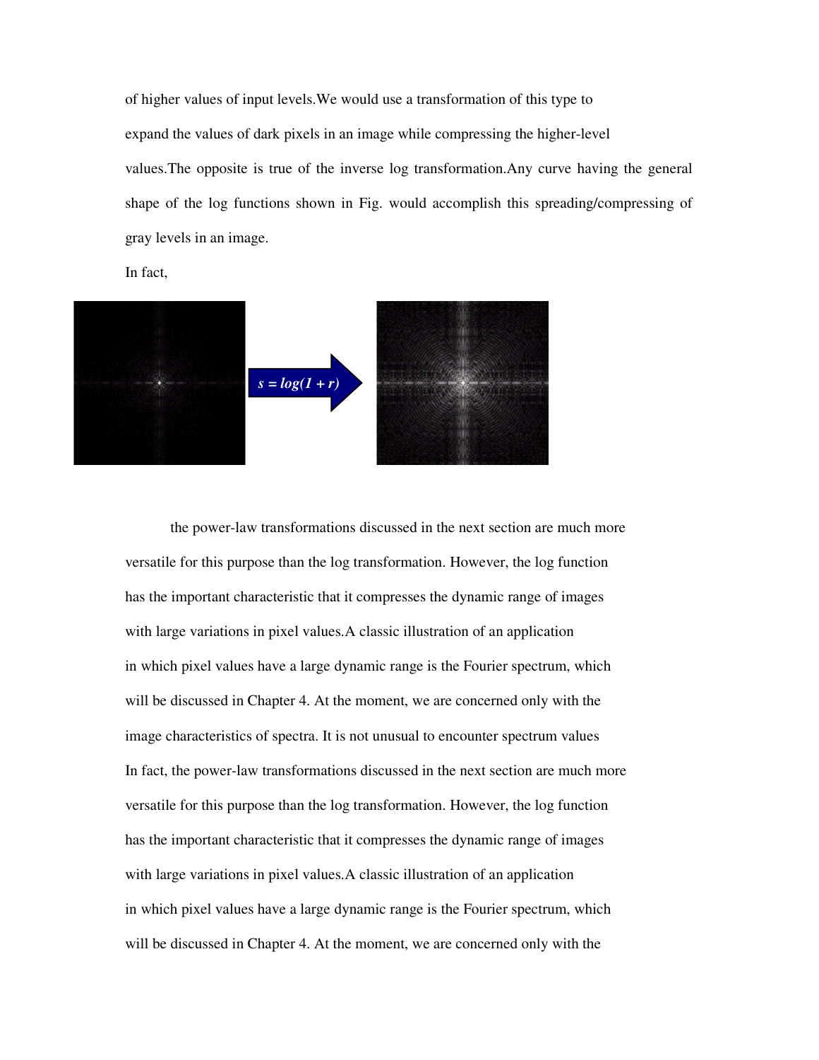of higher values of input levels.We would use a transformation of this type to expand the values of dark pixels in an image while compressing the higher-level values.The opposite is true of the inverse log transformation.Any curve having the general shape of the log functions shown in Fig. would accomplish this spreading/compressing of gray levels in an image.

In fact,

the power-law transformations discussed in the next section are much more versatile for this purpose than the log transformation. However, the log function has the important characteristic that it compresses the dynamic range of images with large variations in pixel values.A classic illustration of an application in which pixel values have a large dynamic range is the Fourier spectrum, which will be discussed in Chapter 4. At the moment, we are concerned only with the image characteristics of spectra. It is not unusual to encounter spectrum values

In fact, the power-law transformations discussed in the next section are much more versatile for this purpose than the log transformation. However, the log function has the important characteristic that it compresses the dynamic range of images with large variations in pixel values.A classic illustration of an application in which pixel values have a large dynamic range is the Fourier spectrum, which will be discussed in Chapter 4. At the moment, we are concerned only with the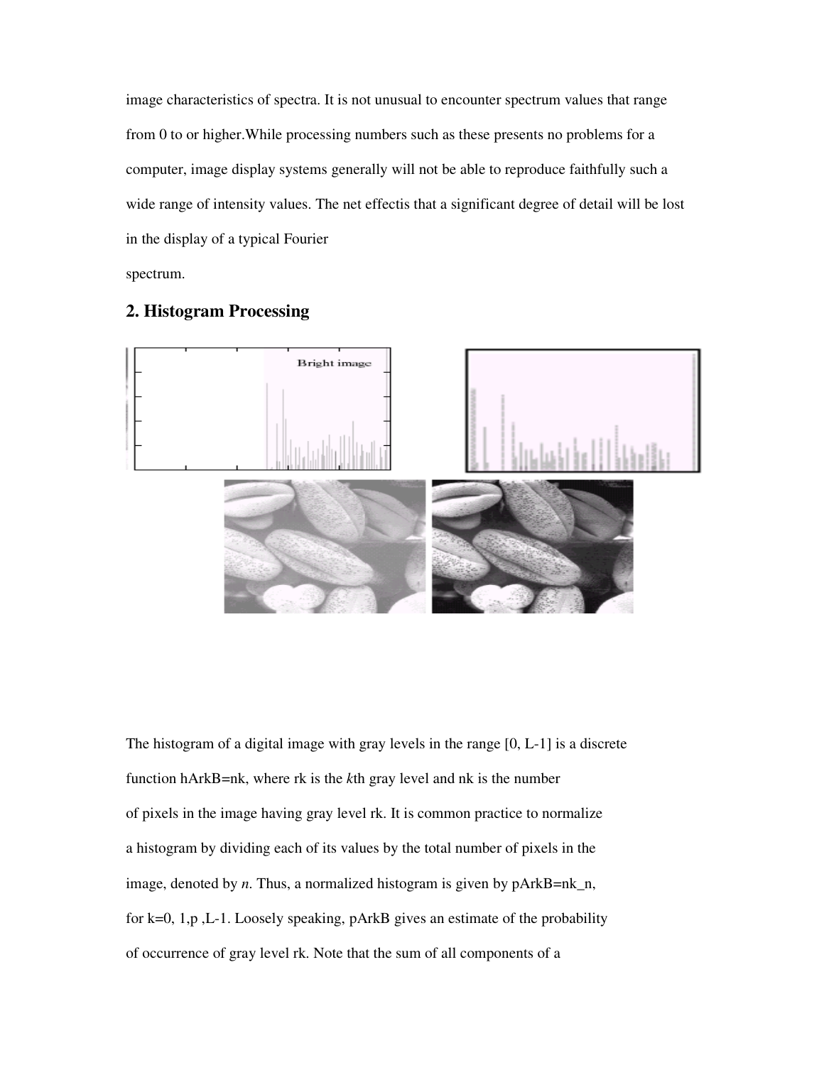image characteristics of spectra. It is not unusual to encounter spectrum values that range from 0 to or higher.While processing numbers such as these presents no problems for a computer, image display systems generally will not be able to reproduce faithfully such a wide range of intensity values. The net effectis that a significant degree of detail will be lost in the display of a typical Fourier spectrum.

## 2. Histogram Processing

The histogram of a digital image with gray levels in the range [0, L-1] is a discrete function hArkB=nk, where rk is the *k*th gray level and nk is the number of pixels in the image having gray level rk. It is common practice to normalize a histogram by dividing each of its values by the total number of pixels in the image, denoted by *n*. Thus, a normalized histogram is given by pArkB=nk_n, for k=0, 1,p ,L-1. Loosely speaking, pArkB gives an estimate of the probability of occurrence of gray level rk. Note that the sum of all components of a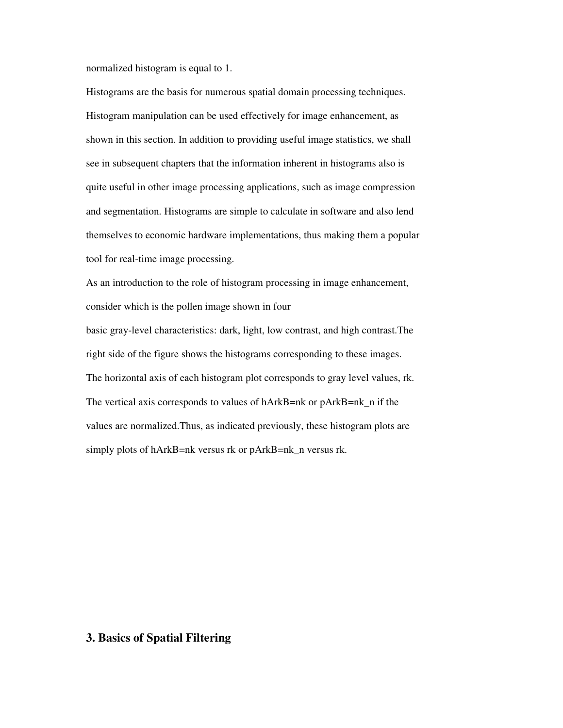normalized histogram is equal to 1.

Histograms are the basis for numerous spatial domain processing techniques. Histogram manipulation can be used effectively for image enhancement, as shown in this section. In addition to providing useful image statistics, we shall see in subsequent chapters that the information inherent in histograms also is quite useful in other image processing applications, such as image compression and segmentation. Histograms are simple to calculate in software and also lend themselves to economic hardware implementations, thus making them a popular tool for real-time image processing.

As an introduction to the role of histogram processing in image enhancement, consider which is the pollen image shown in four basic gray-level characteristics: dark, light, low contrast, and high contrast.The right side of the figure shows the histograms corresponding to these images. The horizontal axis of each histogram plot corresponds to gray level values, rk. The vertical axis corresponds to values of hArkB=nk or pArkB=nk_n if the values are normalized.Thus, as indicated previously, these histogram plots are simply plots of hArkB=nk versus rk or pArkB=nk_n versus rk.

## 3. Basics of Spatial Filtering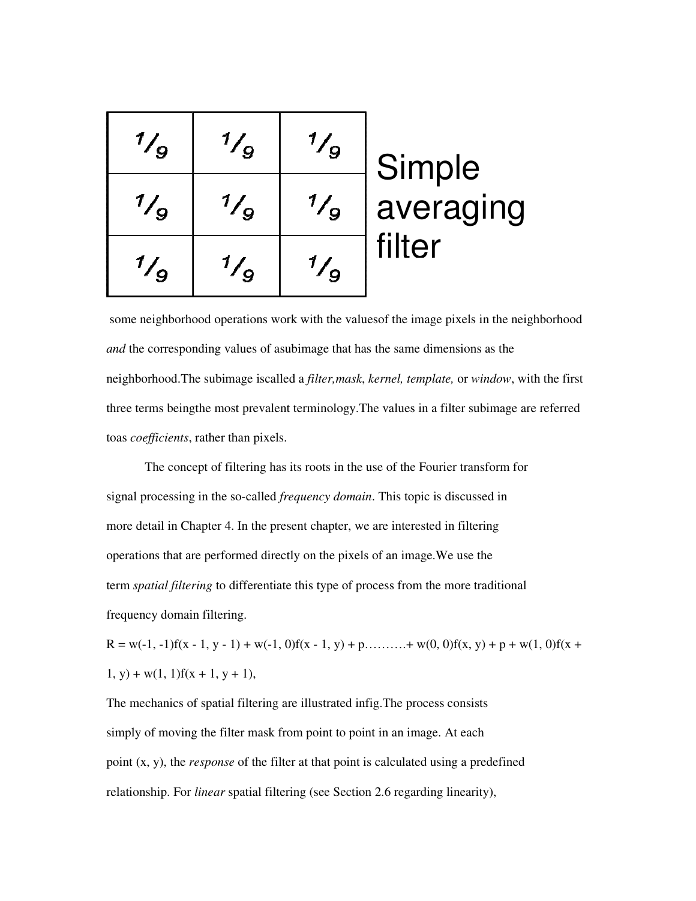| $1/9$ | $1/9$ | $1/9$ |
|---|---|---|
| $1/9$ | $1/9$ | $1/9$ |
| $1/9$ | $1/9$ | $1/9$ |

Simple averaging filter

some neighborhood operations work with the valuesof the image pixels in the neighborhood *and* the corresponding values of asubimage that has the same dimensions as the neighborhood.The subimage iscalled a *filter,mask*, *kernel, template,* or *window*, with the first three terms beingthe most prevalent terminology.The values in a filter subimage are referred toas *coefficients*, rather than pixels.

The concept of filtering has its roots in the use of the Fourier transform for signal processing in the so-called *frequency domain*. This topic is discussed in more detail in Chapter 4. In the present chapter, we are interested in filtering operations that are performed directly on the pixels of an image.We use the term *spatial filtering* to differentiate this type of process from the more traditional frequency domain filtering.

$$R = w(-1, -1)f(x - 1, y - 1) + w(-1, 0)f(x - 1, y) + p.......... + w(0, 0)f(x, y) + p + w(1, 0)f(x + 1, y) + w(1, 1)f(x + 1, y + 1),$$

The mechanics of spatial filtering are illustrated infig.The process consists simply of moving the filter mask from point to point in an image. At each point $(x, y)$, the *response* of the filter at that point is calculated using a predefined relationship. For *linear* spatial filtering (see Section 2.6 regarding linearity),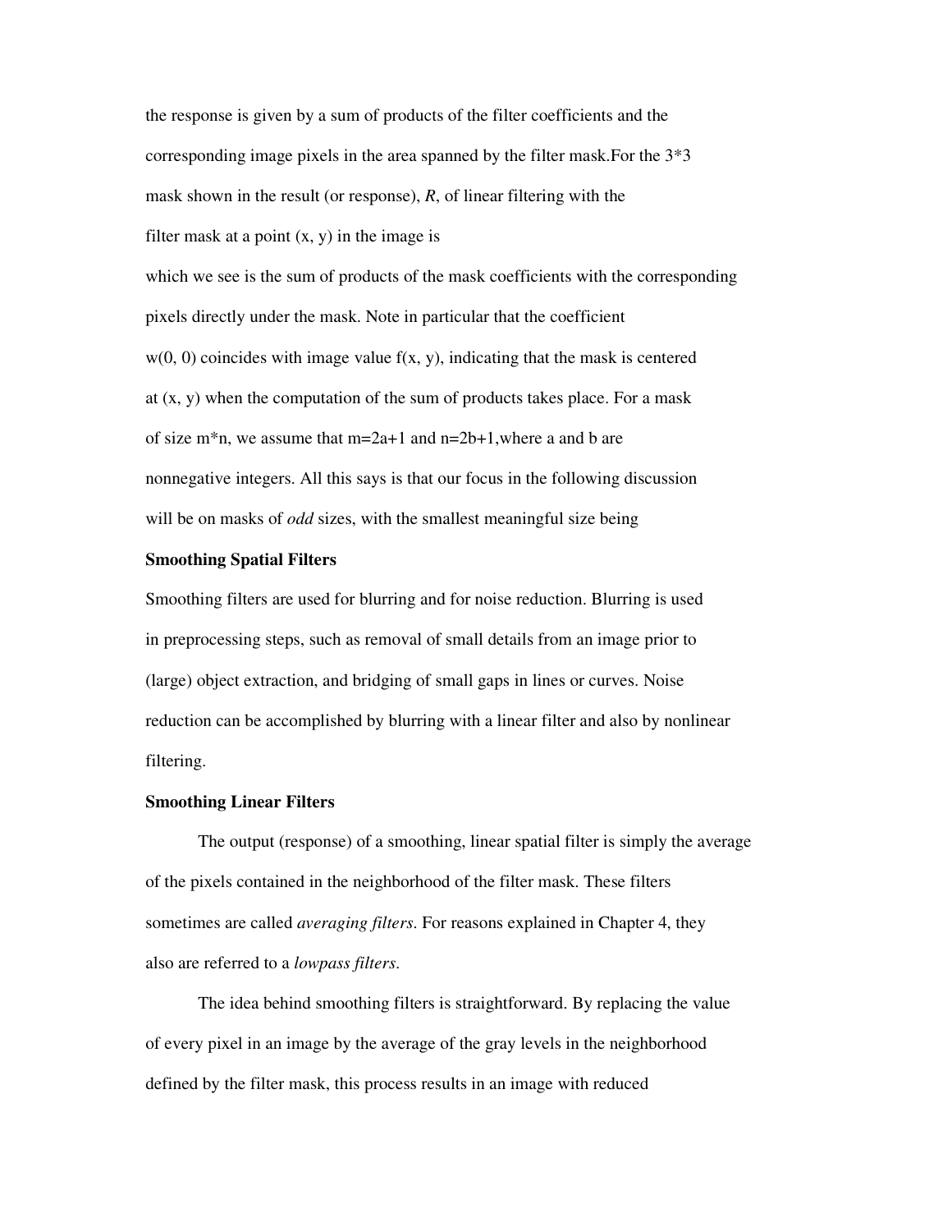the response is given by a sum of products of the filter coefficients and the corresponding image pixels in the area spanned by the filter mask.For the 3*3 mask shown in the result (or response), *R*, of linear filtering with the filter mask at a point (x, y) in the image is

which we see is the sum of products of the mask coefficients with the corresponding pixels directly under the mask. Note in particular that the coefficient w(0, 0) coincides with image value f(x, y), indicating that the mask is centered at (x, y) when the computation of the sum of products takes place. For a mask of size m*n, we assume that m=2a+1 and n=2b+1,where a and b are nonnegative integers. All this says is that our focus in the following discussion will be on masks of *odd* sizes, with the smallest meaningful size being

**Smoothing Spatial Filters**

Smoothing filters are used for blurring and for noise reduction. Blurring is used in preprocessing steps, such as removal of small details from an image prior to (large) object extraction, and bridging of small gaps in lines or curves. Noise reduction can be accomplished by blurring with a linear filter and also by nonlinear filtering.

**Smoothing Linear Filters**

The output (response) of a smoothing, linear spatial filter is simply the average of the pixels contained in the neighborhood of the filter mask. These filters sometimes are called *averaging filters*. For reasons explained in Chapter 4, they also are referred to a *lowpass filters*.

The idea behind smoothing filters is straightforward. By replacing the value of every pixel in an image by the average of the gray levels in the neighborhood defined by the filter mask, this process results in an image with reduced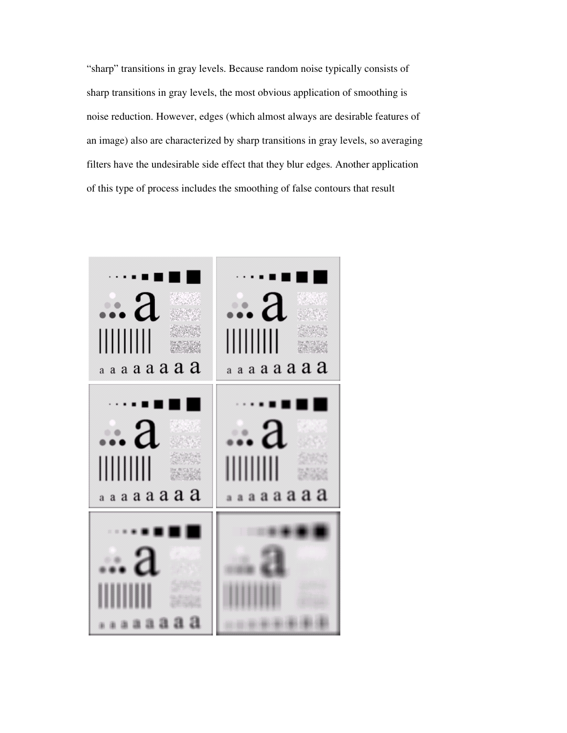"sharp" transitions in gray levels. Because random noise typically consists of sharp transitions in gray levels, the most obvious application of smoothing is noise reduction. However, edges (which almost always are desirable features of an image) also are characterized by sharp transitions in gray levels, so averaging filters have the undesirable side effect that they blur edges. Another application of this type of process includes the smoothing of false contours that result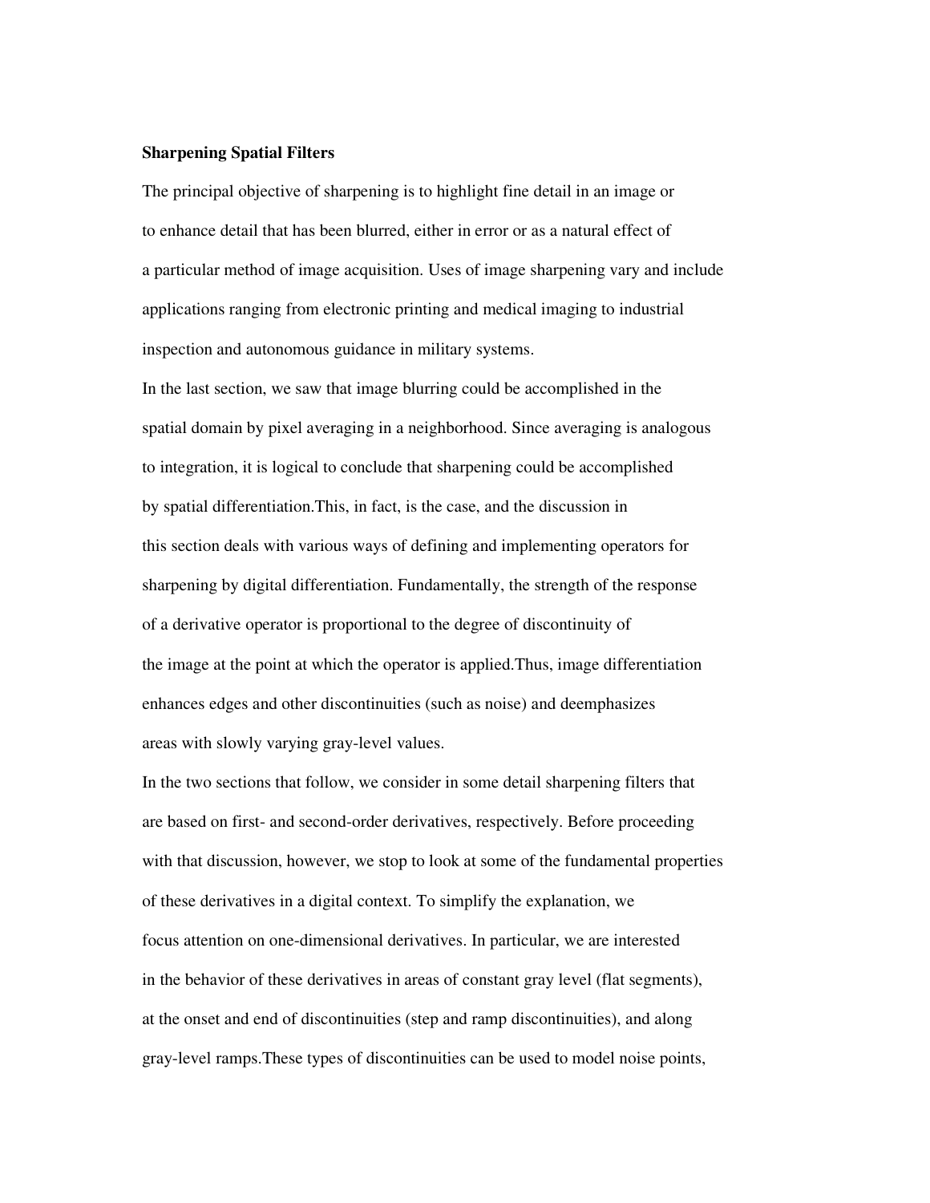**Sharpening Spatial Filters**

The principal objective of sharpening is to highlight fine detail in an image or to enhance detail that has been blurred, either in error or as a natural effect of a particular method of image acquisition. Uses of image sharpening vary and include applications ranging from electronic printing and medical imaging to industrial inspection and autonomous guidance in military systems.

In the last section, we saw that image blurring could be accomplished in the spatial domain by pixel averaging in a neighborhood. Since averaging is analogous to integration, it is logical to conclude that sharpening could be accomplished by spatial differentiation.This, in fact, is the case, and the discussion in this section deals with various ways of defining and implementing operators for sharpening by digital differentiation. Fundamentally, the strength of the response of a derivative operator is proportional to the degree of discontinuity of the image at the point at which the operator is applied.Thus, image differentiation enhances edges and other discontinuities (such as noise) and deemphasizes areas with slowly varying gray-level values.

In the two sections that follow, we consider in some detail sharpening filters that are based on first- and second-order derivatives, respectively. Before proceeding with that discussion, however, we stop to look at some of the fundamental properties of these derivatives in a digital context. To simplify the explanation, we focus attention on one-dimensional derivatives. In particular, we are interested in the behavior of these derivatives in areas of constant gray level (flat segments), at the onset and end of discontinuities (step and ramp discontinuities), and along gray-level ramps.These types of discontinuities can be used to model noise points,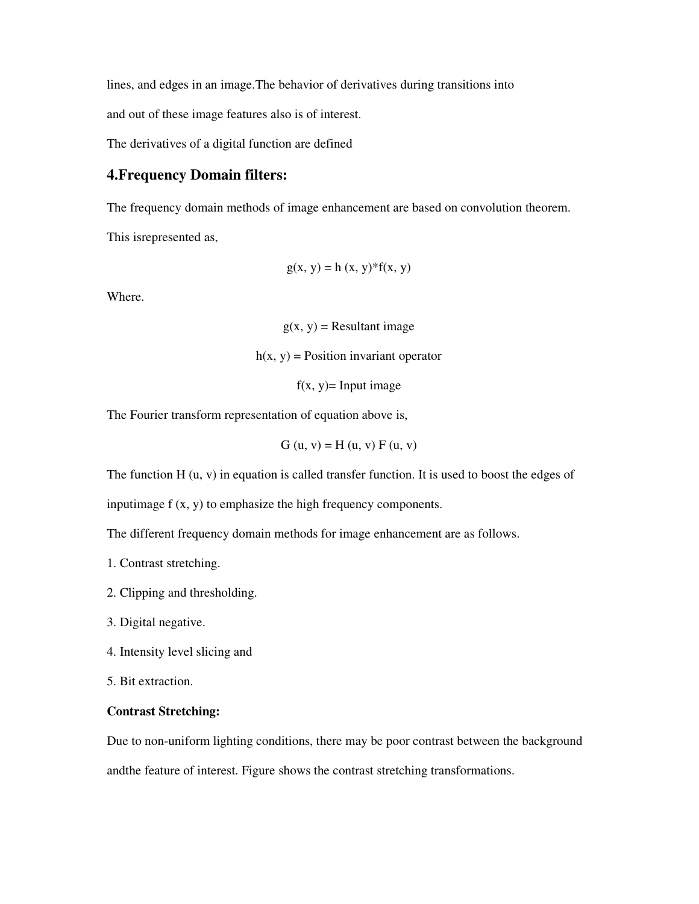lines, and edges in an image.The behavior of derivatives during transitions into

and out of these image features also is of interest.

The derivatives of a digital function are defined

## 4.Frequency Domain filters:

The frequency domain methods of image enhancement are based on convolution theorem.

This isrepresented as,

$$g(x, y) = h(x, y) * f(x, y)$$

Where.

$$g(x, y) = \text{Resultant image}$$

$$h(x, y) = \text{Position invariant operator}$$

$$f(x, y) = \text{Input image}$$

The Fourier transform representation of equation above is,

$$G(u, v) = H(u, v)\, F(u, v)$$

The function $H(u, v)$ in equation is called transfer function. It is used to boost the edges of inputimage $f(x, y)$ to emphasize the high frequency components.

The different frequency domain methods for image enhancement are as follows.

1. Contrast stretching.
2. Clipping and thresholding.
3. Digital negative.
4. Intensity level slicing and
5. Bit extraction.

**Contrast Stretching:**

Due to non-uniform lighting conditions, there may be poor contrast between the background andthe feature of interest. Figure shows the contrast stretching transformations.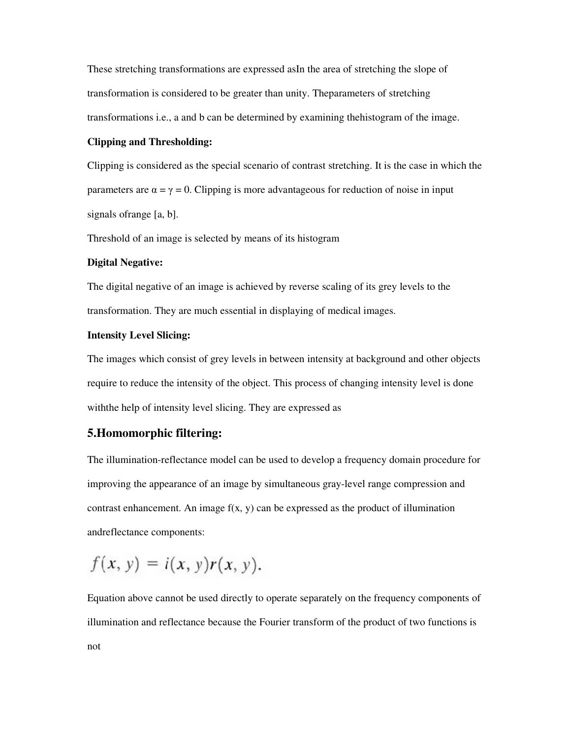These stretching transformations are expressed asIn the area of stretching the slope of transformation is considered to be greater than unity. Theparameters of stretching transformations i.e., a and b can be determined by examining thehistogram of the image.

**Clipping and Thresholding:**

Clipping is considered as the special scenario of contrast stretching. It is the case in which the parameters are $\alpha = \gamma = 0$. Clipping is more advantageous for reduction of noise in input signals ofrange [a, b].

Threshold of an image is selected by means of its histogram

**Digital Negative:**

The digital negative of an image is achieved by reverse scaling of its grey levels to the transformation. They are much essential in displaying of medical images.

**Intensity Level Slicing:**

The images which consist of grey levels in between intensity at background and other objects require to reduce the intensity of the object. This process of changing intensity level is done withthe help of intensity level slicing. They are expressed as

## 5.Homomorphic filtering:

The illumination-reflectance model can be used to develop a frequency domain procedure for improving the appearance of an image by simultaneous gray-level range compression and contrast enhancement. An image f(x, y) can be expressed as the product of illumination andreflectance components:

$$f(x, y) = i(x, y)r(x, y).$$

Equation above cannot be used directly to operate separately on the frequency components of illumination and reflectance because the Fourier transform of the product of two functions is not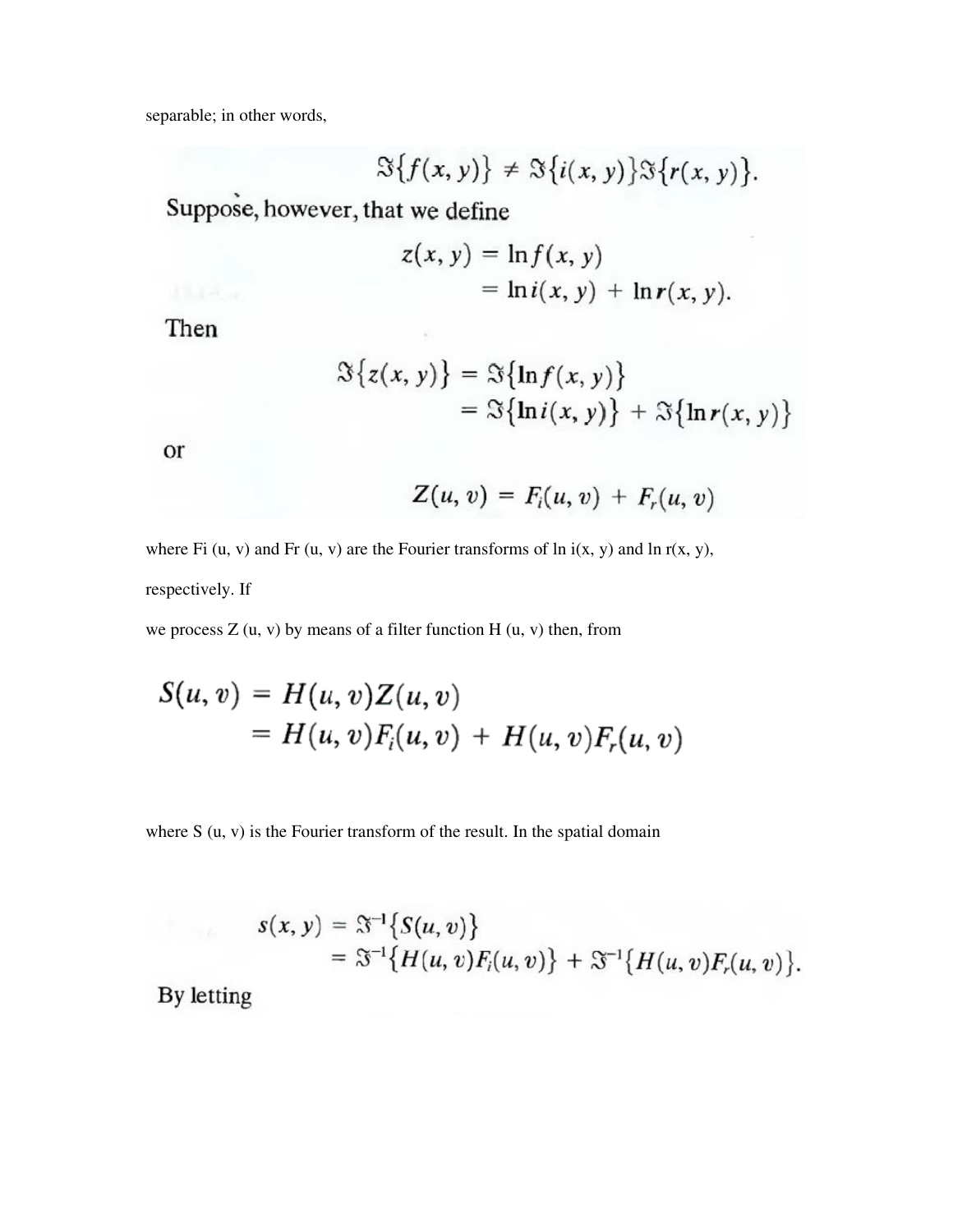separable; in other words,

$$\Im\{f(x, y)\} \neq \Im\{i(x, y)\}\Im\{r(x, y)\}.$$

Suppose, however, that we define

$$\begin{aligned} z(x, y) &= \ln f(x, y) \\ &= \ln i(x, y) + \ln r(x, y). \end{aligned}$$

Then

$$\begin{aligned} \Im\{z(x, y)\} &= \Im\{\ln f(x, y)\} \\ &= \Im\{\ln i(x, y)\} + \Im\{\ln r(x, y)\} \end{aligned}$$

or

$$Z(u, v) = F_i(u, v) + F_r(u, v)$$

where $F_i(u, v)$ and $F_r(u, v)$ are the Fourier transforms of $\ln i(x, y)$ and $\ln r(x, y)$, respectively. If

we process $Z(u, v)$ by means of a filter function $H(u, v)$ then, from

$$\begin{aligned} S(u, v) &= H(u, v)Z(u, v) \\ &= H(u, v)F_i(u, v) + H(u, v)F_r(u, v) \end{aligned}$$

where $S(u, v)$ is the Fourier transform of the result. In the spatial domain

$$\begin{aligned} s(x, y) &= \Im^{-1}\{S(u, v)\} \\ &= \Im^{-1}\{H(u, v)F_i(u, v)\} + \Im^{-1}\{H(u, v)F_r(u, v)\}. \end{aligned}$$

By letting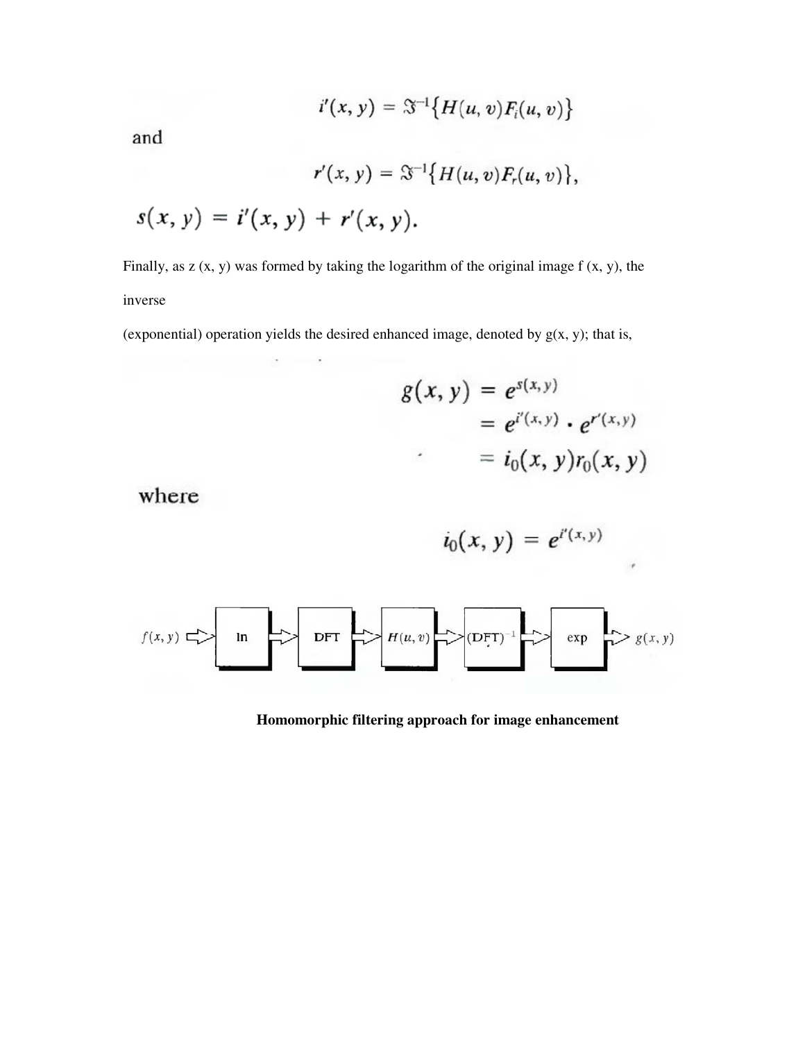$$i'(x, y) = \Im^{-1}\{H(u, v)F_i(u, v)\}$$

and

$$r'(x, y) = \Im^{-1}\{H(u, v)F_r(u, v)\},$$

$$s(x, y) = i'(x, y) + r'(x, y).$$

Finally, as z (x, y) was formed by taking the logarithm of the original image f (x, y), the inverse

(exponential) operation yields the desired enhanced image, denoted by g(x, y); that is,

$$\begin{aligned} g(x, y) &= e^{s(x, y)} \\ &= e^{i'(x, y)} \cdot e^{r'(x, y)} \\ &= i_0(x, y)r_0(x, y) \end{aligned}$$

where

$$i_0(x, y) = e^{i'(x, y)}$$

$f(x, y)$ → ln → DFT → $H(u, v)$ → $(\text{DFT})^{-1}$ → exp → $g(x, y)$

**Homomorphic filtering approach for image enhancement**